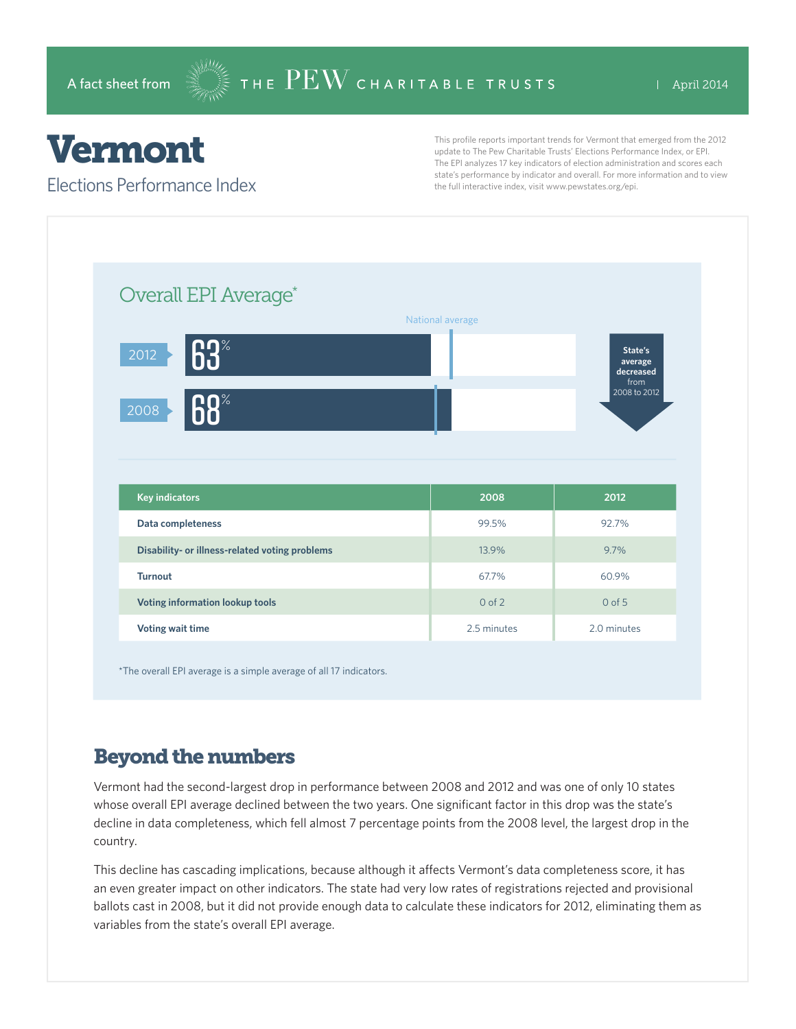A fact sheet from THE PEW CHARITABLE TRUSTS | April 2014

# Vermont

## Elections Performance Index

This profile reports important trends for Vermont that emerged from the 2012 update to The Pew Charitable Trusts' Elections Performance Index, or EPI. The EPI analyzes 17 key indicators of election administration and scores each state's performance by indicator and overall. For more information and to view the full interactive index, visit www.pewstates.org/epi.

### Overall EPI Average*

National average

| Year | Overall EPI Average |
|---|---|
| 2012 | 63% |
| 2008 | 68% |

**State's average decreased** from 2008 to 2012

| Key indicators | 2008 | 2012 |
|---|---|---|
| Data completeness | 99.5% | 92.7% |
| Disability- or illness-related voting problems | 13.9% | 9.7% |
| Turnout | 67.7% | 60.9% |
| Voting information lookup tools | 0 of 2 | 0 of 5 |
| Voting wait time | 2.5 minutes | 2.0 minutes |

*The overall EPI average is a simple average of all 17 indicators.

## Beyond the numbers

Vermont had the second-largest drop in performance between 2008 and 2012 and was one of only 10 states whose overall EPI average declined between the two years. One significant factor in this drop was the state's decline in data completeness, which fell almost 7 percentage points from the 2008 level, the largest drop in the country.

This decline has cascading implications, because although it affects Vermont's data completeness score, it has an even greater impact on other indicators. The state had very low rates of registrations rejected and provisional ballots cast in 2008, but it did not provide enough data to calculate these indicators for 2012, eliminating them as variables from the state's overall EPI average.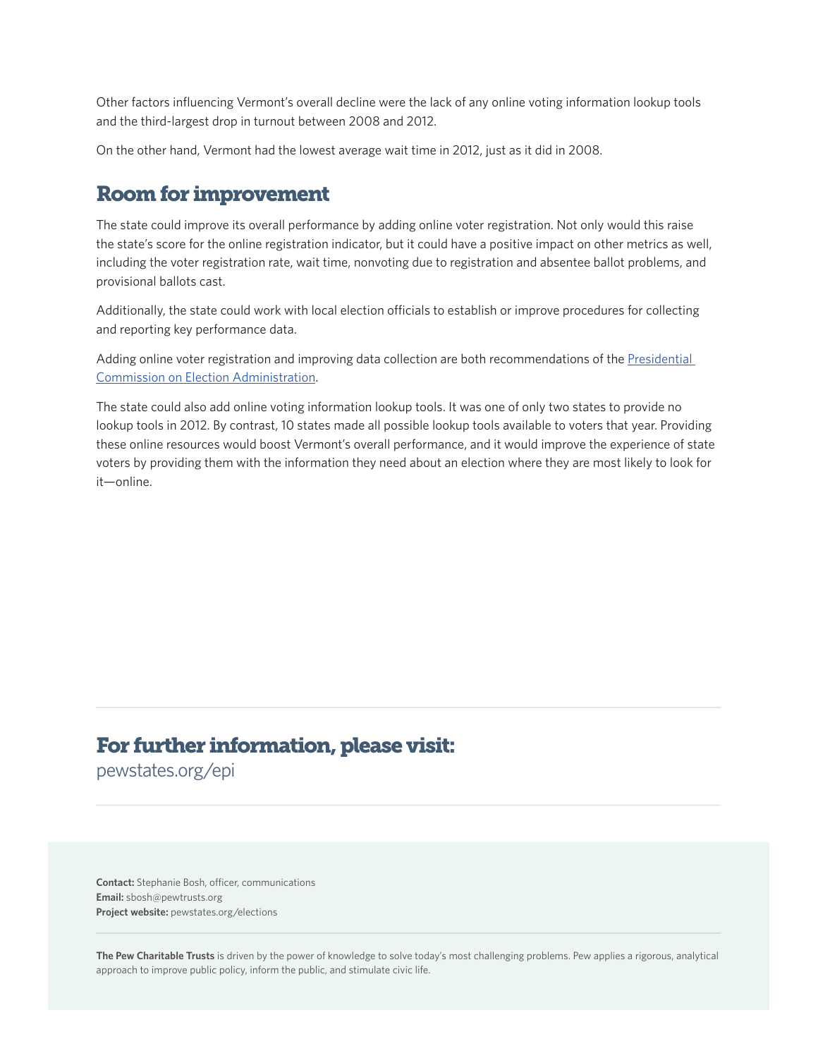Other factors influencing Vermont's overall decline were the lack of any online voting information lookup tools and the third-largest drop in turnout between 2008 and 2012.

On the other hand, Vermont had the lowest average wait time in 2012, just as it did in 2008.

## Room for improvement

The state could improve its overall performance by adding online voter registration. Not only would this raise the state's score for the online registration indicator, but it could have a positive impact on other metrics as well, including the voter registration rate, wait time, nonvoting due to registration and absentee ballot problems, and provisional ballots cast.

Additionally, the state could work with local election officials to establish or improve procedures for collecting and reporting key performance data.

Adding online voter registration and improving data collection are both recommendations of the Presidential Commission on Election Administration.

The state could also add online voting information lookup tools. It was one of only two states to provide no lookup tools in 2012. By contrast, 10 states made all possible lookup tools available to voters that year. Providing these online resources would boost Vermont's overall performance, and it would improve the experience of state voters by providing them with the information they need about an election where they are most likely to look for it—online.

## For further information, please visit:

pewstates.org/epi

**Contact:** Stephanie Bosh, officer, communications
**Email:** sbosh@pewtrusts.org
**Project website:** pewstates.org/elections

**The Pew Charitable Trusts** is driven by the power of knowledge to solve today's most challenging problems. Pew applies a rigorous, analytical approach to improve public policy, inform the public, and stimulate civic life.